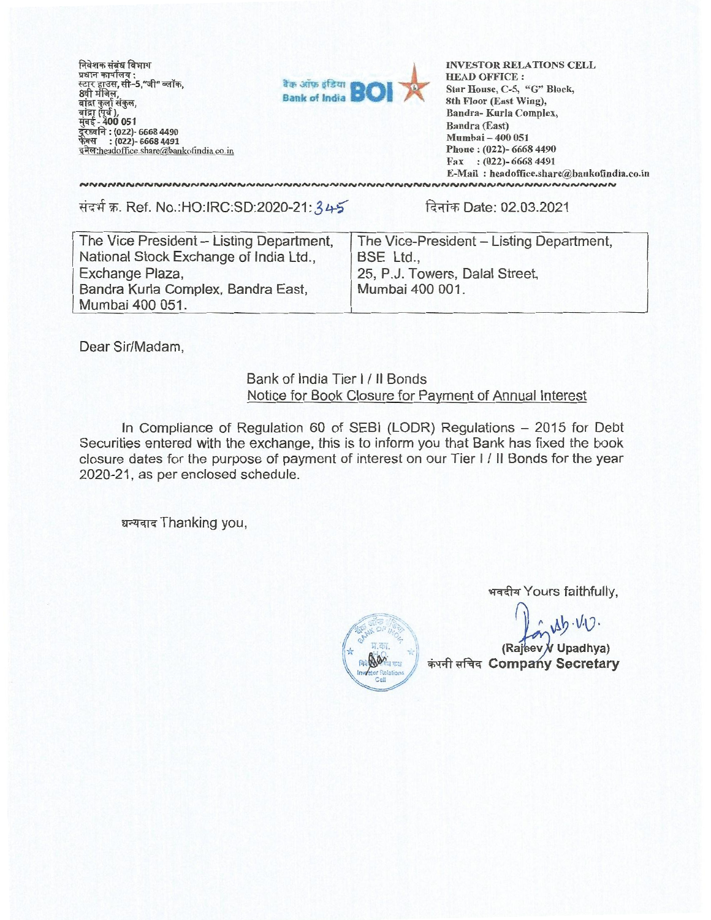निवेशक संबंध विभाग
प्रधान कार्यालय :
स्टार हाउस, सी-5,"जी" ब्लॉक,
8वी मंजिल,
बांद्रा कुर्ला संकुल,
बांद्रा (पूर्व),
मुंबई - 400 051
दूरध्वनि : (022)- 6668 4490
फेक्स : (022)- 6668 4491
इमेल:headoffice.share@bankofindia.co.in

बैंक ऑफ इंडिया Bank of India BOI

INVESTOR RELATIONS CELL
HEAD OFFICE :
Star House, C-5, "G" Block,
8th Floor (East Wing),
Bandra- Kurla Complex,
Bandra (East)
Mumbai – 400 051
Phone : (022)- 6668 4490
Fax : (022)- 6668 4491
E-Mail : headoffice.share@bankofindia.co.in

संदर्भ क्र. Ref. No.:HO:IRC:SD:2020-21: 345

दिनांक Date: 02.03.2021

| The Vice President – Listing Department, National Stock Exchange of India Ltd., Exchange Plaza, Bandra Kurla Complex, Bandra East, Mumbai 400 051. | The Vice-President – Listing Department, BSE Ltd., 25, P.J. Towers, Dalal Street, Mumbai 400 001. |
|---|---|

Dear Sir/Madam,

Bank of India Tier I / II Bonds
Notice for Book Closure for Payment of Annual Interest

In Compliance of Regulation 60 of SEBI (LODR) Regulations – 2015 for Debt Securities entered with the exchange, this is to inform you that Bank has fixed the book closure dates for the purpose of payment of interest on our Tier I / II Bonds for the year 2020-21, as per enclosed schedule.

धन्यवाद Thanking you,

भवदीय Yours faithfully,

(Rajeev V Upadhya)
कंपनी सचिव Company Secretary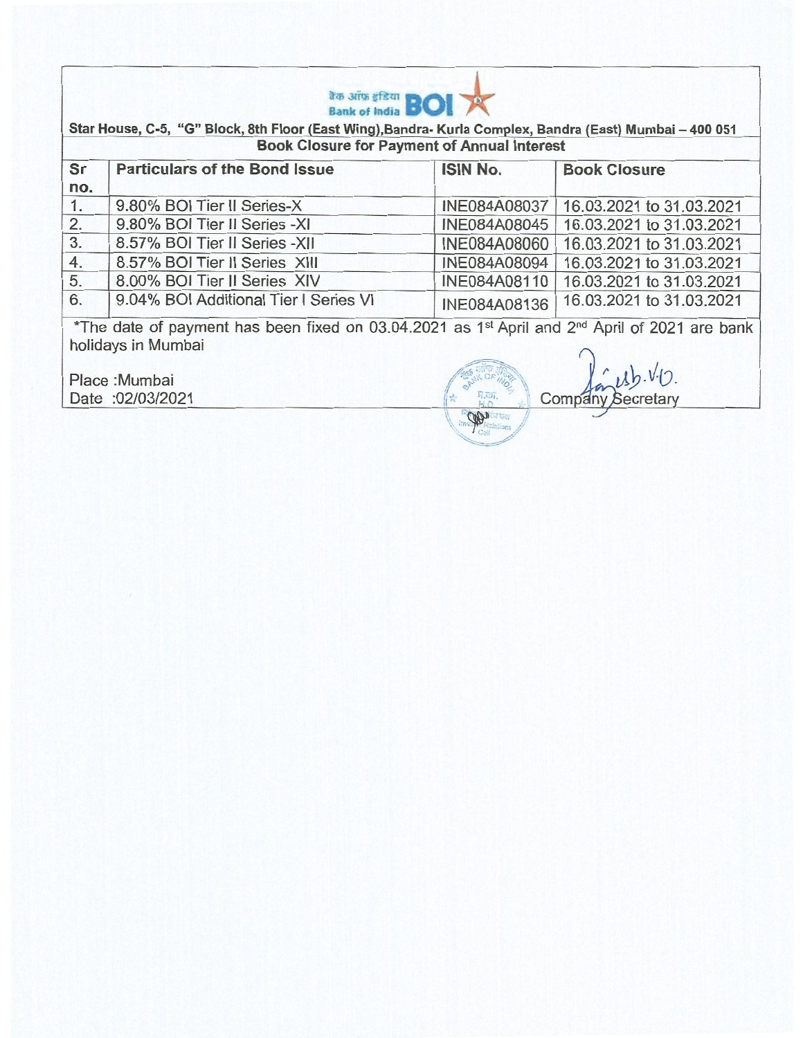बैंक ऑफ़ इंडिया Bank of India BOI

**Star House, C-5, "G" Block, 8th Floor (East Wing),Bandra- Kurla Complex, Bandra (East) Mumbai – 400 051**

**Book Closure for Payment of Annual Interest**

| Sr no. | Particulars of the Bond Issue | ISIN No. | Book Closure |
|---|---|---|---|
| 1. | 9.80% BOI Tier II Series-X | INE084A08037 | 16.03.2021 to 31.03.2021 |
| 2. | 9.80% BOI Tier II Series -XI | INE084A08045 | 16.03.2021 to 31.03.2021 |
| 3. | 8.57% BOI Tier II Series -XII | INE084A08060 | 16.03.2021 to 31.03.2021 |
| 4. | 8.57% BOI Tier II Series XIII | INE084A08094 | 16.03.2021 to 31.03.2021 |
| 5. | 8.00% BOI Tier II Series XIV | INE084A08110 | 16.03.2021 to 31.03.2021 |
| 6. | 9.04% BOI Additional Tier I Series VI | INE084A08136 | 16.03.2021 to 31.03.2021 |

*The date of payment has been fixed on 03.04.2021 as 1st April and 2nd April of 2021 are bank holidays in Mumbai

Place :Mumbai
Date :02/03/2021

Company Secretary